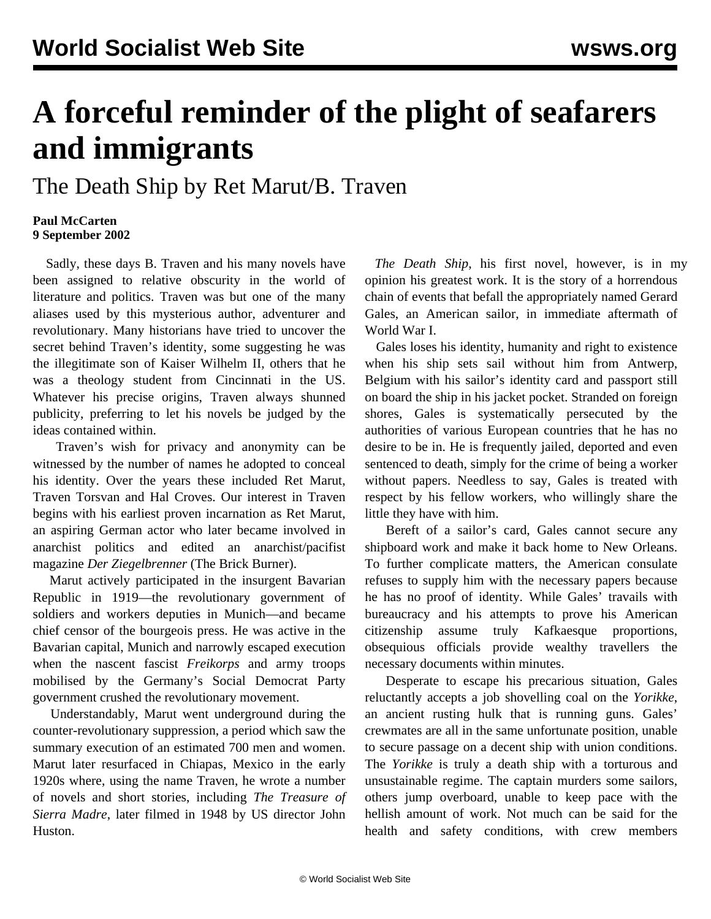# A forceful reminder of the plight of seafarers and immigrants

## The Death Ship by Ret Marut/B. Traven

**Paul McCarten**
**9 September 2002**

Sadly, these days B. Traven and his many novels have been assigned to relative obscurity in the world of literature and politics. Traven was but one of the many aliases used by this mysterious author, adventurer and revolutionary. Many historians have tried to uncover the secret behind Traven's identity, some suggesting he was the illegitimate son of Kaiser Wilhelm II, others that he was a theology student from Cincinnati in the US. Whatever his precise origins, Traven always shunned publicity, preferring to let his novels be judged by the ideas contained within.

Traven's wish for privacy and anonymity can be witnessed by the number of names he adopted to conceal his identity. Over the years these included Ret Marut, Traven Torsvan and Hal Croves. Our interest in Traven begins with his earliest proven incarnation as Ret Marut, an aspiring German actor who later became involved in anarchist politics and edited an anarchist/pacifist magazine *Der Ziegelbrenner* (The Brick Burner).

Marut actively participated in the insurgent Bavarian Republic in 1919—the revolutionary government of soldiers and workers deputies in Munich—and became chief censor of the bourgeois press. He was active in the Bavarian capital, Munich and narrowly escaped execution when the nascent fascist *Freikorps* and army troops mobilised by the Germany's Social Democrat Party government crushed the revolutionary movement.

Understandably, Marut went underground during the counter-revolutionary suppression, a period which saw the summary execution of an estimated 700 men and women. Marut later resurfaced in Chiapas, Mexico in the early 1920s where, using the name Traven, he wrote a number of novels and short stories, including *The Treasure of Sierra Madre*, later filmed in 1948 by US director John Huston.

*The Death Ship*, his first novel, however, is in my opinion his greatest work. It is the story of a horrendous chain of events that befall the appropriately named Gerard Gales, an American sailor, in immediate aftermath of World War I.

Gales loses his identity, humanity and right to existence when his ship sets sail without him from Antwerp, Belgium with his sailor's identity card and passport still on board the ship in his jacket pocket. Stranded on foreign shores, Gales is systematically persecuted by the authorities of various European countries that he has no desire to be in. He is frequently jailed, deported and even sentenced to death, simply for the crime of being a worker without papers. Needless to say, Gales is treated with respect by his fellow workers, who willingly share the little they have with him.

Bereft of a sailor's card, Gales cannot secure any shipboard work and make it back home to New Orleans. To further complicate matters, the American consulate refuses to supply him with the necessary papers because he has no proof of identity. While Gales' travails with bureaucracy and his attempts to prove his American citizenship assume truly Kafkaesque proportions, obsequious officials provide wealthy travellers the necessary documents within minutes.

Desperate to escape his precarious situation, Gales reluctantly accepts a job shovelling coal on the *Yorikke*, an ancient rusting hulk that is running guns. Gales' crewmates are all in the same unfortunate position, unable to secure passage on a decent ship with union conditions. The *Yorikke* is truly a death ship with a torturous and unsustainable regime. The captain murders some sailors, others jump overboard, unable to keep pace with the hellish amount of work. Not much can be said for the health and safety conditions, with crew members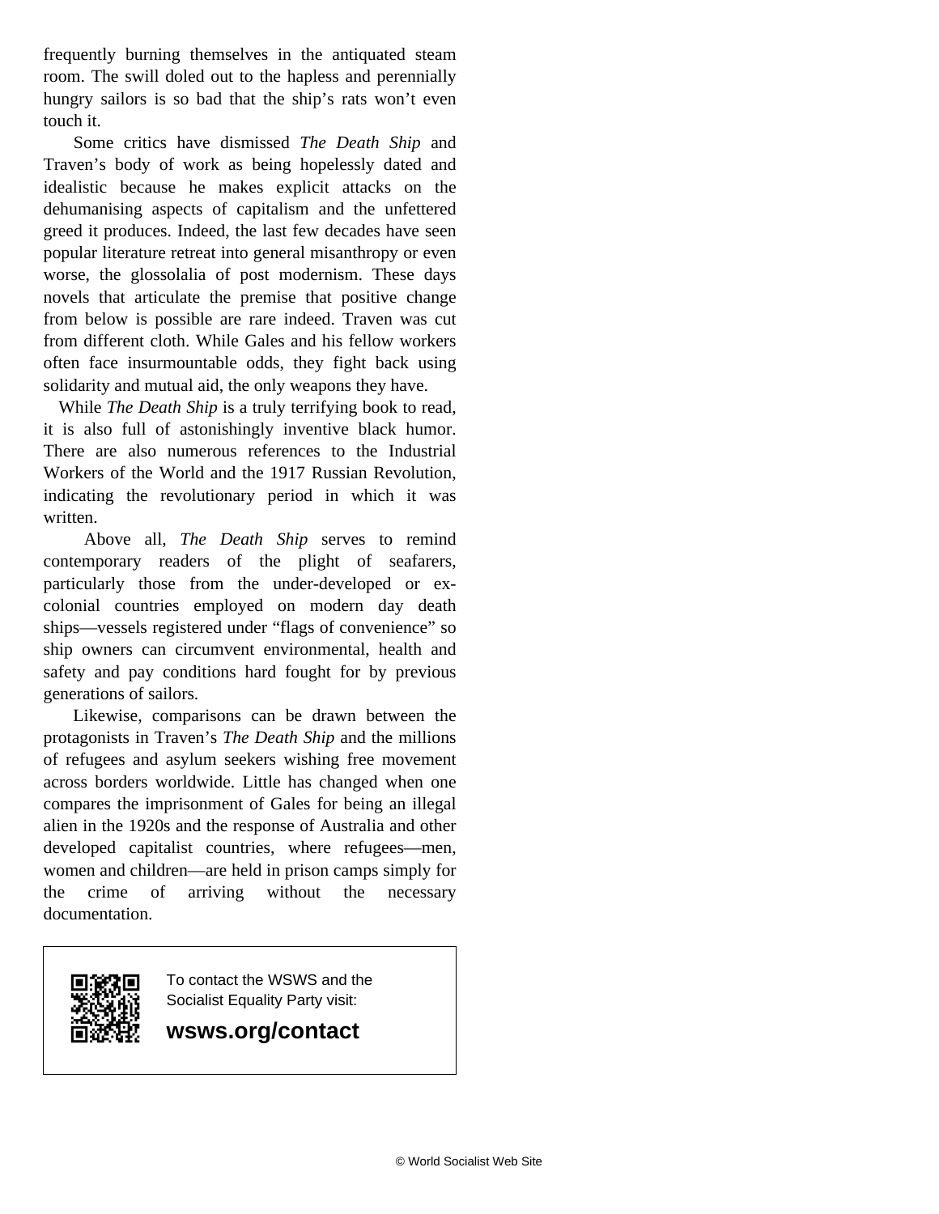frequently burning themselves in the antiquated steam room. The swill doled out to the hapless and perennially hungry sailors is so bad that the ship's rats won't even touch it.

Some critics have dismissed *The Death Ship* and Traven's body of work as being hopelessly dated and idealistic because he makes explicit attacks on the dehumanising aspects of capitalism and the unfettered greed it produces. Indeed, the last few decades have seen popular literature retreat into general misanthropy or even worse, the glossolalia of post modernism. These days novels that articulate the premise that positive change from below is possible are rare indeed. Traven was cut from different cloth. While Gales and his fellow workers often face insurmountable odds, they fight back using solidarity and mutual aid, the only weapons they have.

While *The Death Ship* is a truly terrifying book to read, it is also full of astonishingly inventive black humor. There are also numerous references to the Industrial Workers of the World and the 1917 Russian Revolution, indicating the revolutionary period in which it was written.

Above all, *The Death Ship* serves to remind contemporary readers of the plight of seafarers, particularly those from the under-developed or ex-colonial countries employed on modern day death ships—vessels registered under "flags of convenience" so ship owners can circumvent environmental, health and safety and pay conditions hard fought for by previous generations of sailors.

Likewise, comparisons can be drawn between the protagonists in Traven's *The Death Ship* and the millions of refugees and asylum seekers wishing free movement across borders worldwide. Little has changed when one compares the imprisonment of Gales for being an illegal alien in the 1920s and the response of Australia and other developed capitalist countries, where refugees—men, women and children—are held in prison camps simply for the crime of arriving without the necessary documentation.

To contact the WSWS and the Socialist Equality Party visit:

**wsws.org/contact**